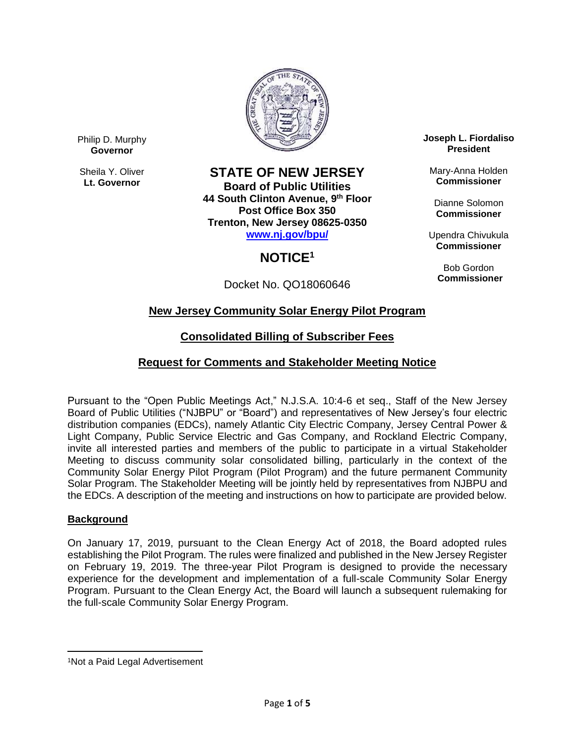Philip D. Murphy
**Governor**

Sheila Y. Oliver
**Lt. Governor**

# STATE OF NEW JERSEY

**Board of Public Utilities**
**44 South Clinton Avenue, 9th Floor**
**Post Office Box 350**
**Trenton, New Jersey 08625-0350**
**www.nj.gov/bpu/**

**Joseph L. Fiordaliso**
**President**

Mary-Anna Holden
**Commissioner**

Dianne Solomon
**Commissioner**

Upendra Chivukula
**Commissioner**

Bob Gordon
**Commissioner**

## NOTICE[1]

Docket No. QO18060646

## New Jersey Community Solar Energy Pilot Program

## Consolidated Billing of Subscriber Fees

## Request for Comments and Stakeholder Meeting Notice

Pursuant to the "Open Public Meetings Act," N.J.S.A. 10:4-6 et seq., Staff of the New Jersey Board of Public Utilities ("NJBPU" or "Board") and representatives of New Jersey's four electric distribution companies (EDCs), namely Atlantic City Electric Company, Jersey Central Power & Light Company, Public Service Electric and Gas Company, and Rockland Electric Company, invite all interested parties and members of the public to participate in a virtual Stakeholder Meeting to discuss community solar consolidated billing, particularly in the context of the Community Solar Energy Pilot Program (Pilot Program) and the future permanent Community Solar Program. The Stakeholder Meeting will be jointly held by representatives from NJBPU and the EDCs. A description of the meeting and instructions on how to participate are provided below.

### Background

On January 17, 2019, pursuant to the Clean Energy Act of 2018, the Board adopted rules establishing the Pilot Program. The rules were finalized and published in the New Jersey Register on February 19, 2019. The three-year Pilot Program is designed to provide the necessary experience for the development and implementation of a full-scale Community Solar Energy Program. Pursuant to the Clean Energy Act, the Board will launch a subsequent rulemaking for the full-scale Community Solar Energy Program.

---

[1]Not a Paid Legal Advertisement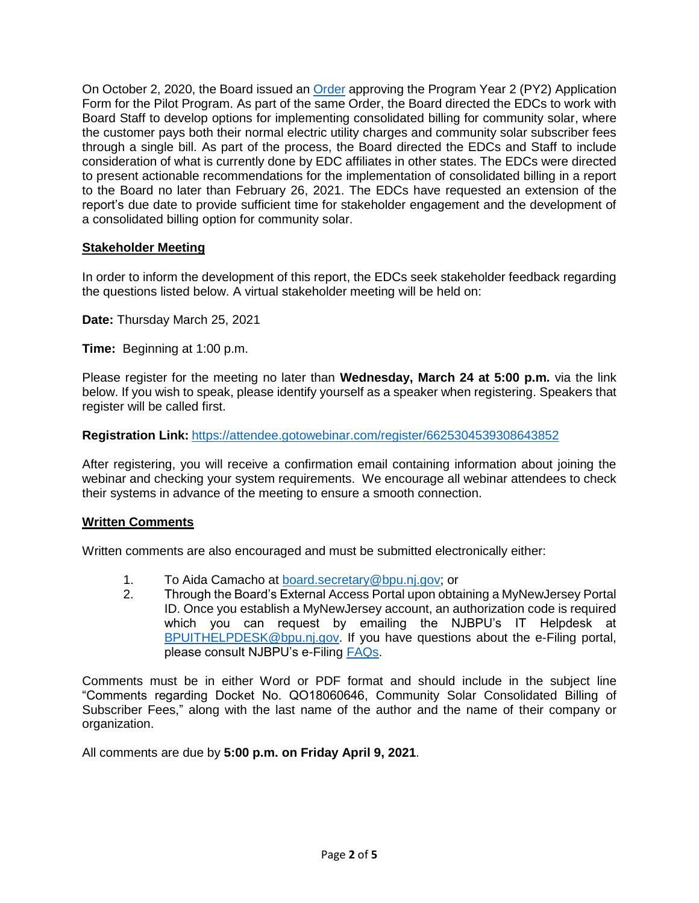On October 2, 2020, the Board issued an [Order](#) approving the Program Year 2 (PY2) Application Form for the Pilot Program. As part of the same Order, the Board directed the EDCs to work with Board Staff to develop options for implementing consolidated billing for community solar, where the customer pays both their normal electric utility charges and community solar subscriber fees through a single bill. As part of the process, the Board directed the EDCs and Staff to include consideration of what is currently done by EDC affiliates in other states. The EDCs were directed to present actionable recommendations for the implementation of consolidated billing in a report to the Board no later than February 26, 2021. The EDCs have requested an extension of the report's due date to provide sufficient time for stakeholder engagement and the development of a consolidated billing option for community solar.

## Stakeholder Meeting

In order to inform the development of this report, the EDCs seek stakeholder feedback regarding the questions listed below. A virtual stakeholder meeting will be held on:

**Date:** Thursday March 25, 2021

**Time:** Beginning at 1:00 p.m.

Please register for the meeting no later than **Wednesday, March 24 at 5:00 p.m.** via the link below. If you wish to speak, please identify yourself as a speaker when registering. Speakers that register will be called first.

**Registration Link:** https://attendee.gotowebinar.com/register/6625304539308643852

After registering, you will receive a confirmation email containing information about joining the webinar and checking your system requirements. We encourage all webinar attendees to check their systems in advance of the meeting to ensure a smooth connection.

## Written Comments

Written comments are also encouraged and must be submitted electronically either:

1. To Aida Camacho at board.secretary@bpu.nj.gov; or
2. Through the Board's External Access Portal upon obtaining a MyNewJersey Portal ID. Once you establish a MyNewJersey account, an authorization code is required which you can request by emailing the NJBPU's IT Helpdesk at BPUITHELPDESK@bpu.nj.gov. If you have questions about the e-Filing portal, please consult NJBPU's e-Filing FAQs.

Comments must be in either Word or PDF format and should include in the subject line "Comments regarding Docket No. QO18060646, Community Solar Consolidated Billing of Subscriber Fees," along with the last name of the author and the name of their company or organization.

All comments are due by **5:00 p.m. on Friday April 9, 2021**.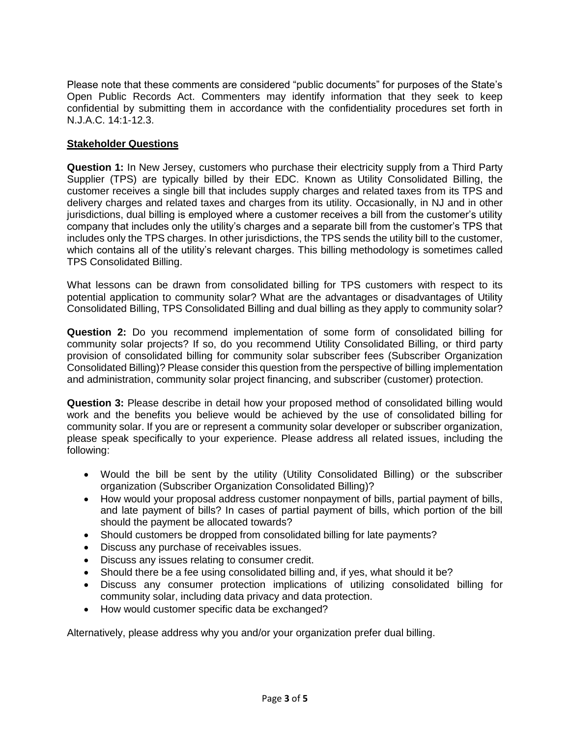Please note that these comments are considered "public documents" for purposes of the State's Open Public Records Act. Commenters may identify information that they seek to keep confidential by submitting them in accordance with the confidentiality procedures set forth in N.J.A.C. 14:1-12.3.

**Stakeholder Questions**

**Question 1:** In New Jersey, customers who purchase their electricity supply from a Third Party Supplier (TPS) are typically billed by their EDC. Known as Utility Consolidated Billing, the customer receives a single bill that includes supply charges and related taxes from its TPS and delivery charges and related taxes and charges from its utility. Occasionally, in NJ and in other jurisdictions, dual billing is employed where a customer receives a bill from the customer's utility company that includes only the utility's charges and a separate bill from the customer's TPS that includes only the TPS charges. In other jurisdictions, the TPS sends the utility bill to the customer, which contains all of the utility's relevant charges. This billing methodology is sometimes called TPS Consolidated Billing.

What lessons can be drawn from consolidated billing for TPS customers with respect to its potential application to community solar? What are the advantages or disadvantages of Utility Consolidated Billing, TPS Consolidated Billing and dual billing as they apply to community solar?

**Question 2:** Do you recommend implementation of some form of consolidated billing for community solar projects? If so, do you recommend Utility Consolidated Billing, or third party provision of consolidated billing for community solar subscriber fees (Subscriber Organization Consolidated Billing)? Please consider this question from the perspective of billing implementation and administration, community solar project financing, and subscriber (customer) protection.

**Question 3:** Please describe in detail how your proposed method of consolidated billing would work and the benefits you believe would be achieved by the use of consolidated billing for community solar. If you are or represent a community solar developer or subscriber organization, please speak specifically to your experience. Please address all related issues, including the following:

- Would the bill be sent by the utility (Utility Consolidated Billing) or the subscriber organization (Subscriber Organization Consolidated Billing)?
- How would your proposal address customer nonpayment of bills, partial payment of bills, and late payment of bills? In cases of partial payment of bills, which portion of the bill should the payment be allocated towards?
- Should customers be dropped from consolidated billing for late payments?
- Discuss any purchase of receivables issues.
- Discuss any issues relating to consumer credit.
- Should there be a fee using consolidated billing and, if yes, what should it be?
- Discuss any consumer protection implications of utilizing consolidated billing for community solar, including data privacy and data protection.
- How would customer specific data be exchanged?

Alternatively, please address why you and/or your organization prefer dual billing.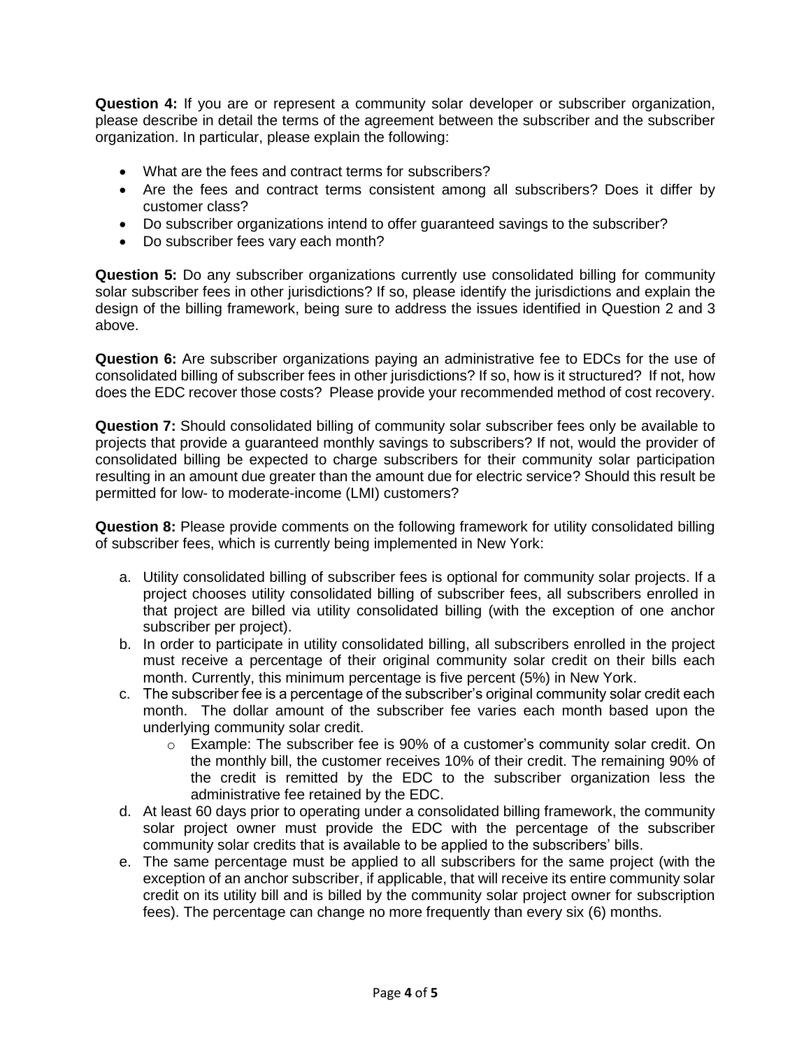**Question 4:** If you are or represent a community solar developer or subscriber organization, please describe in detail the terms of the agreement between the subscriber and the subscriber organization. In particular, please explain the following:

- What are the fees and contract terms for subscribers?
- Are the fees and contract terms consistent among all subscribers? Does it differ by customer class?
- Do subscriber organizations intend to offer guaranteed savings to the subscriber?
- Do subscriber fees vary each month?

**Question 5:** Do any subscriber organizations currently use consolidated billing for community solar subscriber fees in other jurisdictions? If so, please identify the jurisdictions and explain the design of the billing framework, being sure to address the issues identified in Question 2 and 3 above.

**Question 6:** Are subscriber organizations paying an administrative fee to EDCs for the use of consolidated billing of subscriber fees in other jurisdictions? If so, how is it structured? If not, how does the EDC recover those costs? Please provide your recommended method of cost recovery.

**Question 7:** Should consolidated billing of community solar subscriber fees only be available to projects that provide a guaranteed monthly savings to subscribers? If not, would the provider of consolidated billing be expected to charge subscribers for their community solar participation resulting in an amount due greater than the amount due for electric service? Should this result be permitted for low- to moderate-income (LMI) customers?

**Question 8:** Please provide comments on the following framework for utility consolidated billing of subscriber fees, which is currently being implemented in New York:

a. Utility consolidated billing of subscriber fees is optional for community solar projects. If a project chooses utility consolidated billing of subscriber fees, all subscribers enrolled in that project are billed via utility consolidated billing (with the exception of one anchor subscriber per project).
b. In order to participate in utility consolidated billing, all subscribers enrolled in the project must receive a percentage of their original community solar credit on their bills each month. Currently, this minimum percentage is five percent (5%) in New York.
c. The subscriber fee is a percentage of the subscriber's original community solar credit each month. The dollar amount of the subscriber fee varies each month based upon the underlying community solar credit.
    - Example: The subscriber fee is 90% of a customer's community solar credit. On the monthly bill, the customer receives 10% of their credit. The remaining 90% of the credit is remitted by the EDC to the subscriber organization less the administrative fee retained by the EDC.
d. At least 60 days prior to operating under a consolidated billing framework, the community solar project owner must provide the EDC with the percentage of the subscriber community solar credits that is available to be applied to the subscribers' bills.
e. The same percentage must be applied to all subscribers for the same project (with the exception of an anchor subscriber, if applicable, that will receive its entire community solar credit on its utility bill and is billed by the community solar project owner for subscription fees). The percentage can change no more frequently than every six (6) months.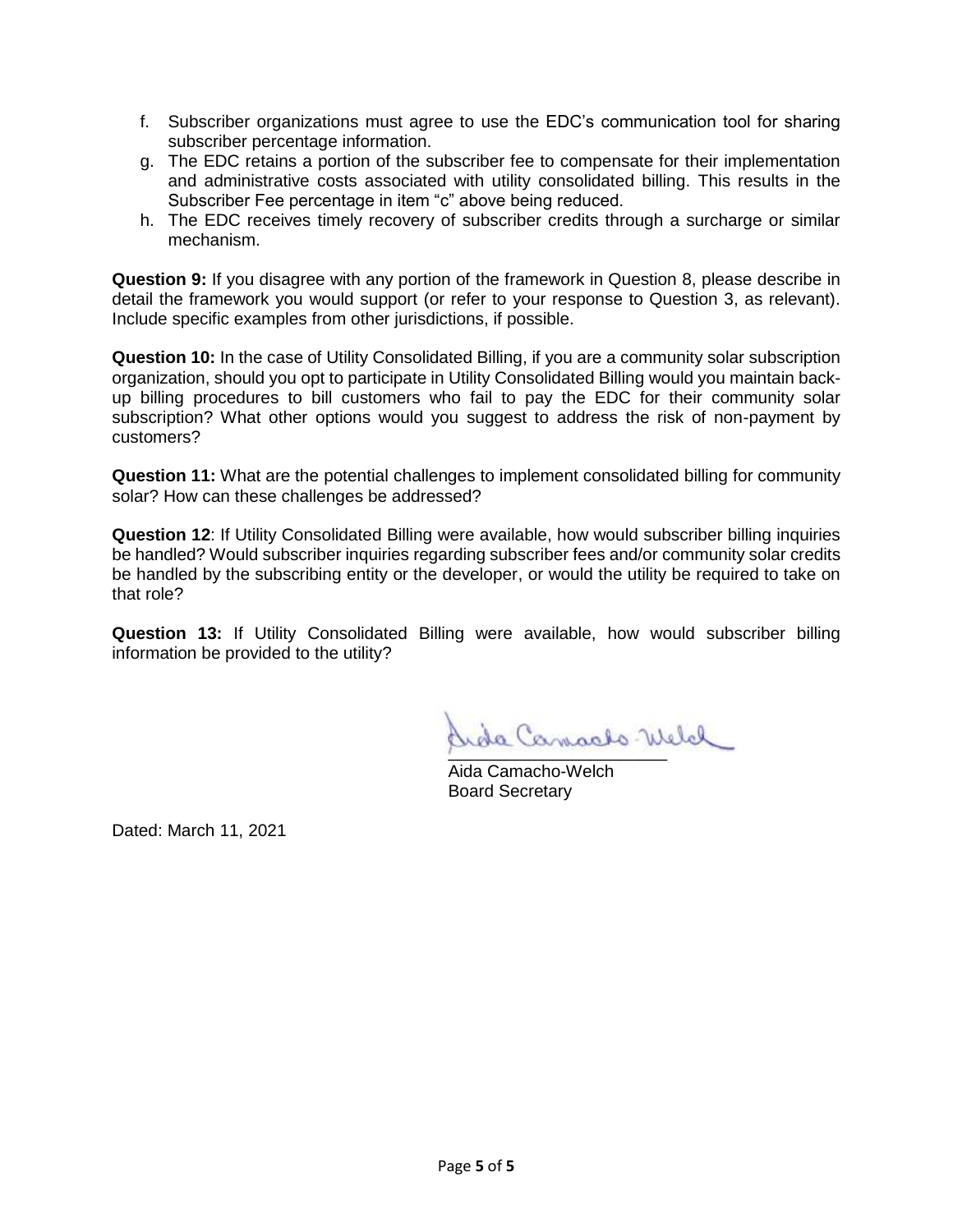f. Subscriber organizations must agree to use the EDC's communication tool for sharing subscriber percentage information.
g. The EDC retains a portion of the subscriber fee to compensate for their implementation and administrative costs associated with utility consolidated billing. This results in the Subscriber Fee percentage in item "c" above being reduced.
h. The EDC receives timely recovery of subscriber credits through a surcharge or similar mechanism.

**Question 9:** If you disagree with any portion of the framework in Question 8, please describe in detail the framework you would support (or refer to your response to Question 3, as relevant). Include specific examples from other jurisdictions, if possible.

**Question 10:** In the case of Utility Consolidated Billing, if you are a community solar subscription organization, should you opt to participate in Utility Consolidated Billing would you maintain back-up billing procedures to bill customers who fail to pay the EDC for their community solar subscription? What other options would you suggest to address the risk of non-payment by customers?

**Question 11:** What are the potential challenges to implement consolidated billing for community solar? How can these challenges be addressed?

**Question 12**: If Utility Consolidated Billing were available, how would subscriber billing inquiries be handled? Would subscriber inquiries regarding subscriber fees and/or community solar credits be handled by the subscribing entity or the developer, or would the utility be required to take on that role?

**Question 13:** If Utility Consolidated Billing were available, how would subscriber billing information be provided to the utility?

Aida Camacho-Welch
Board Secretary

Dated: March 11, 2021